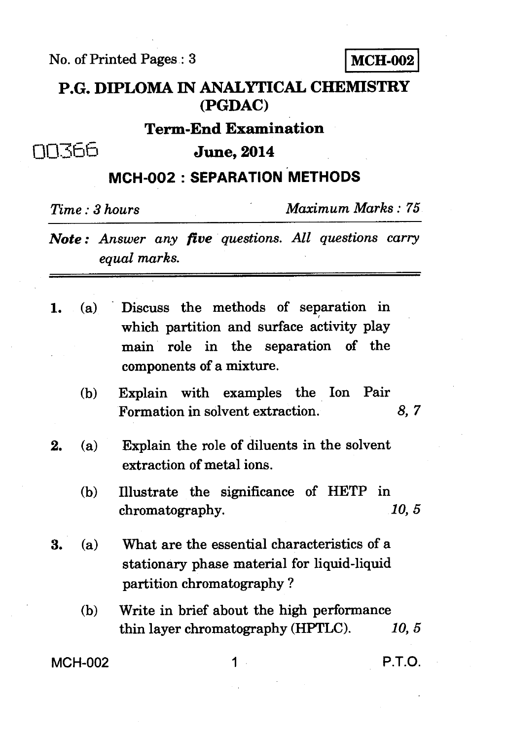No. of Printed Pages : 3

**MCH-002**

# P.G. DIPLOMA IN ANALYTICAL CHEMISTRY (PGDAC)

## Term-End Examination

00366

## June, 2014

## MCH-002 : SEPARATION METHODS

*Time : 3 hours* *Maximum Marks : 75*

***Note :*** *Answer any **five** questions. All questions carry equal marks.*

---

1. (a) Discuss the methods of separation in which partition and surface activity play main role in the separation of the components of a mixture.

   (b) Explain with examples the Ion Pair Formation in solvent extraction. *8, 7*

2. (a) Explain the role of diluents in the solvent extraction of metal ions.

   (b) Illustrate the significance of HETP in chromatography. *10, 5*

3. (a) What are the essential characteristics of a stationary phase material for liquid-liquid partition chromatography ?

   (b) Write in brief about the high performance thin layer chromatography (HPTLC). *10, 5*

P.T.O.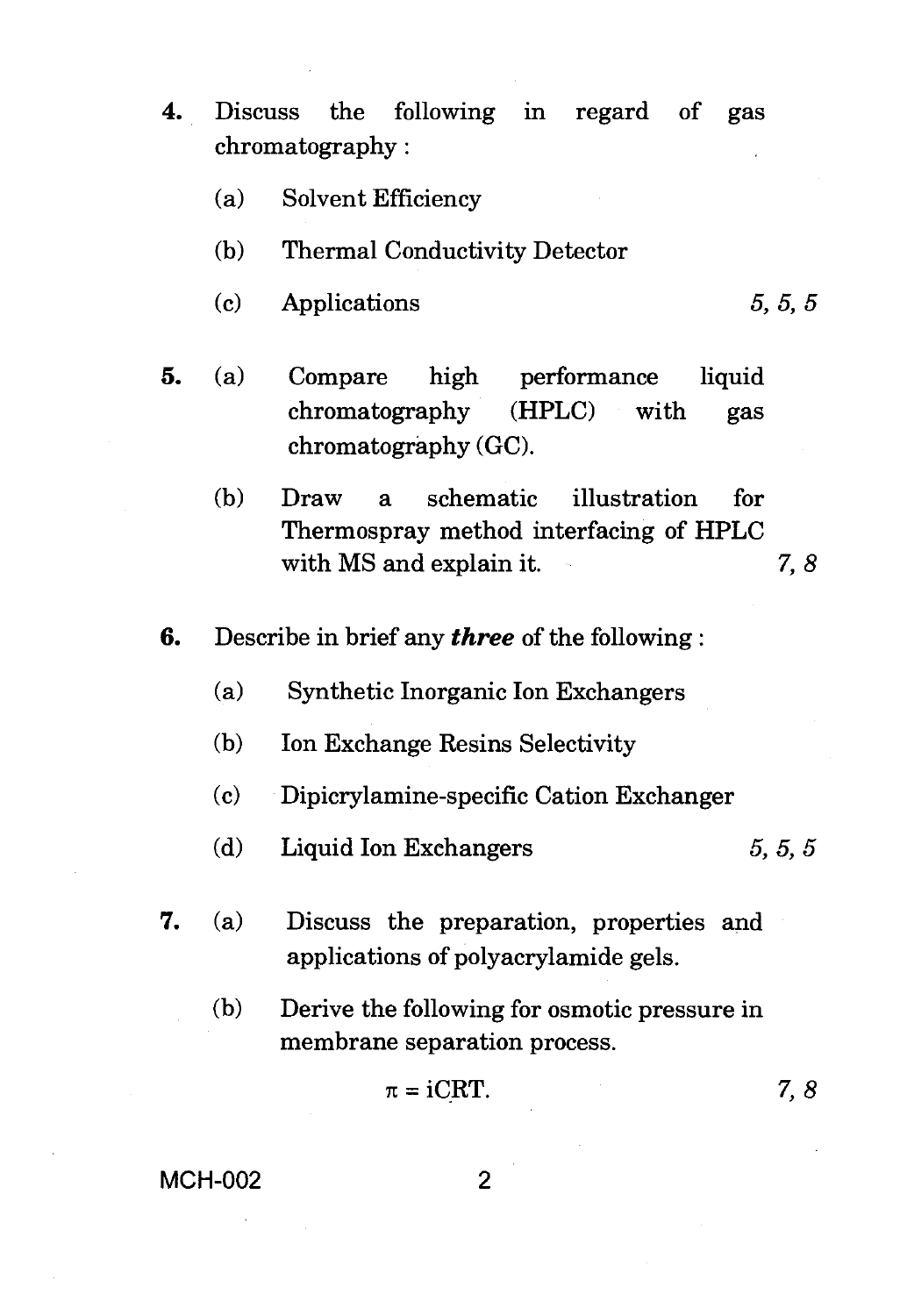4. Discuss the following in regard of gas chromatography :

   (a) Solvent Efficiency

   (b) Thermal Conductivity Detector

   (c) Applications 5, 5, 5

5. (a) Compare high performance liquid chromatography (HPLC) with gas chromatography (GC).

   (b) Draw a schematic illustration for Thermospray method interfacing of HPLC with MS and explain it. 7, 8

6. Describe in brief any ***three*** of the following :

   (a) Synthetic Inorganic Ion Exchangers

   (b) Ion Exchange Resins Selectivity

   (c) Dipicrylamine-specific Cation Exchanger

   (d) Liquid Ion Exchangers 5, 5, 5

7. (a) Discuss the preparation, properties and applications of polyacrylamide gels.

   (b) Derive the following for osmotic pressure in membrane separation process.

$$\pi = iCRT.$$

7, 8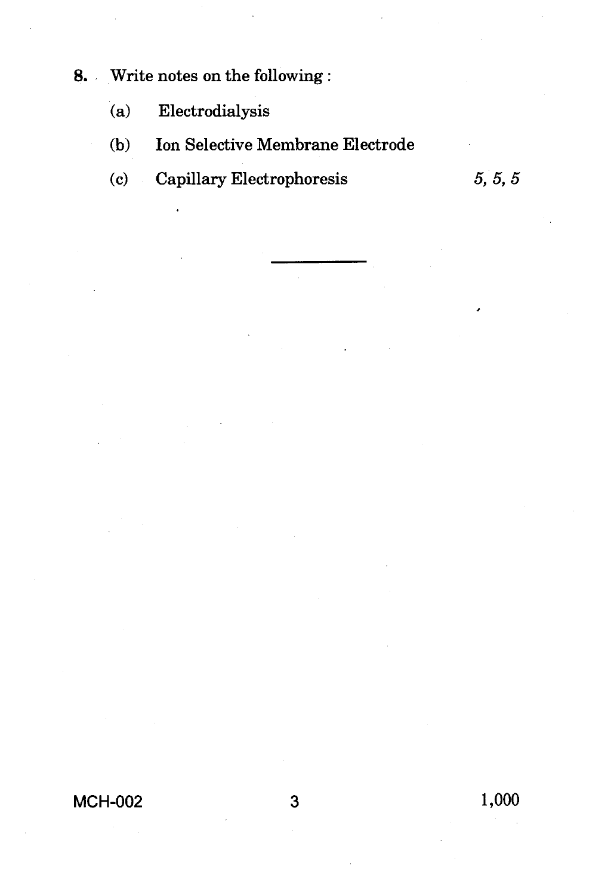8. Write notes on the following :

   (a) Electrodialysis

   (b) Ion Selective Membrane Electrode

   (c) Capillary Electrophoresis *5, 5, 5*